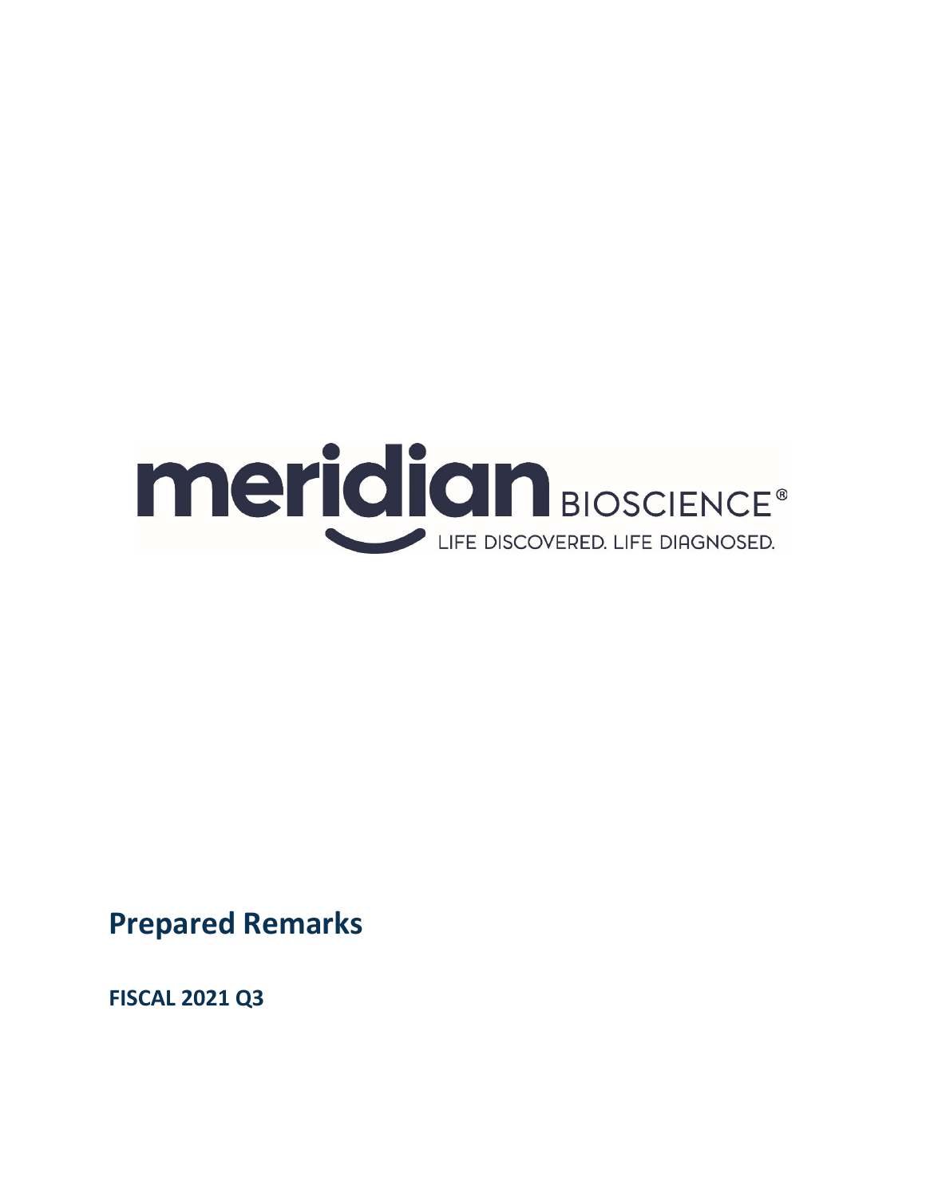meridian BIOSCIENCE®

LIFE DISCOVERED. LIFE DIAGNOSED.

# Prepared Remarks

**FISCAL 2021 Q3**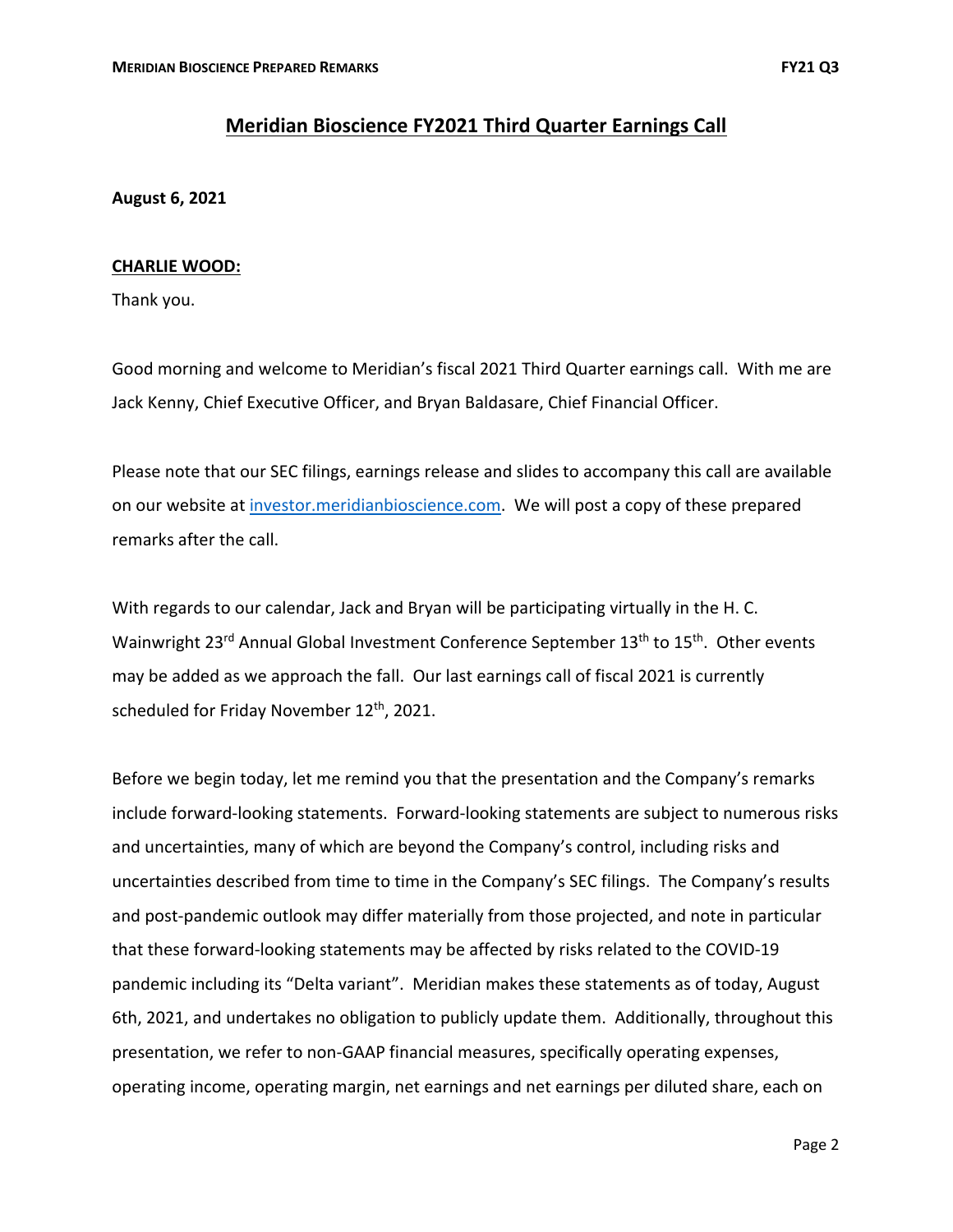## Meridian Bioscience FY2021 Third Quarter Earnings Call

**August 6, 2021**

**CHARLIE WOOD:**

Thank you.

Good morning and welcome to Meridian's fiscal 2021 Third Quarter earnings call. With me are Jack Kenny, Chief Executive Officer, and Bryan Baldasare, Chief Financial Officer.

Please note that our SEC filings, earnings release and slides to accompany this call are available on our website at investor.meridianbioscience.com. We will post a copy of these prepared remarks after the call.

With regards to our calendar, Jack and Bryan will be participating virtually in the H. C. Wainwright 23rd Annual Global Investment Conference September 13th to 15th. Other events may be added as we approach the fall. Our last earnings call of fiscal 2021 is currently scheduled for Friday November 12th, 2021.

Before we begin today, let me remind you that the presentation and the Company's remarks include forward-looking statements. Forward-looking statements are subject to numerous risks and uncertainties, many of which are beyond the Company's control, including risks and uncertainties described from time to time in the Company's SEC filings. The Company's results and post-pandemic outlook may differ materially from those projected, and note in particular that these forward-looking statements may be affected by risks related to the COVID-19 pandemic including its "Delta variant". Meridian makes these statements as of today, August 6th, 2021, and undertakes no obligation to publicly update them. Additionally, throughout this presentation, we refer to non-GAAP financial measures, specifically operating expenses, operating income, operating margin, net earnings and net earnings per diluted share, each on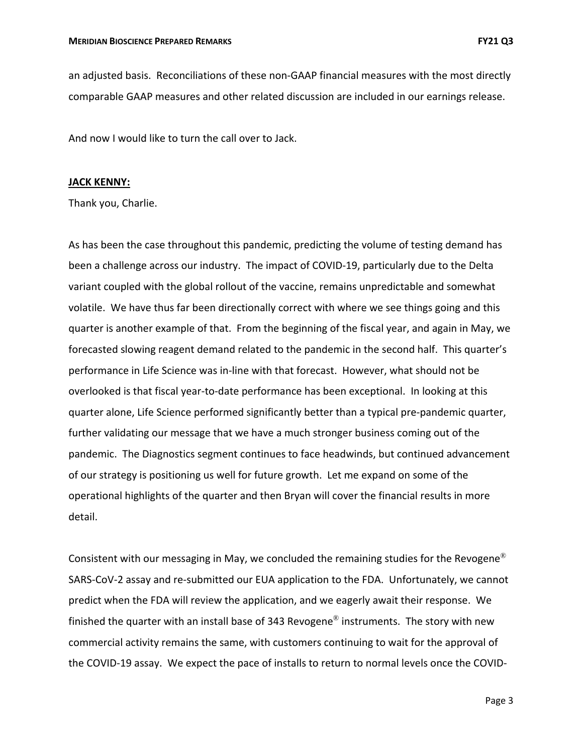an adjusted basis. Reconciliations of these non-GAAP financial measures with the most directly comparable GAAP measures and other related discussion are included in our earnings release.

And now I would like to turn the call over to Jack.

**JACK KENNY:**

Thank you, Charlie.

As has been the case throughout this pandemic, predicting the volume of testing demand has been a challenge across our industry. The impact of COVID-19, particularly due to the Delta variant coupled with the global rollout of the vaccine, remains unpredictable and somewhat volatile. We have thus far been directionally correct with where we see things going and this quarter is another example of that. From the beginning of the fiscal year, and again in May, we forecasted slowing reagent demand related to the pandemic in the second half. This quarter's performance in Life Science was in-line with that forecast. However, what should not be overlooked is that fiscal year-to-date performance has been exceptional. In looking at this quarter alone, Life Science performed significantly better than a typical pre-pandemic quarter, further validating our message that we have a much stronger business coming out of the pandemic. The Diagnostics segment continues to face headwinds, but continued advancement of our strategy is positioning us well for future growth. Let me expand on some of the operational highlights of the quarter and then Bryan will cover the financial results in more detail.

Consistent with our messaging in May, we concluded the remaining studies for the Revogene® SARS-CoV-2 assay and re-submitted our EUA application to the FDA. Unfortunately, we cannot predict when the FDA will review the application, and we eagerly await their response. We finished the quarter with an install base of 343 Revogene® instruments. The story with new commercial activity remains the same, with customers continuing to wait for the approval of the COVID-19 assay. We expect the pace of installs to return to normal levels once the COVID-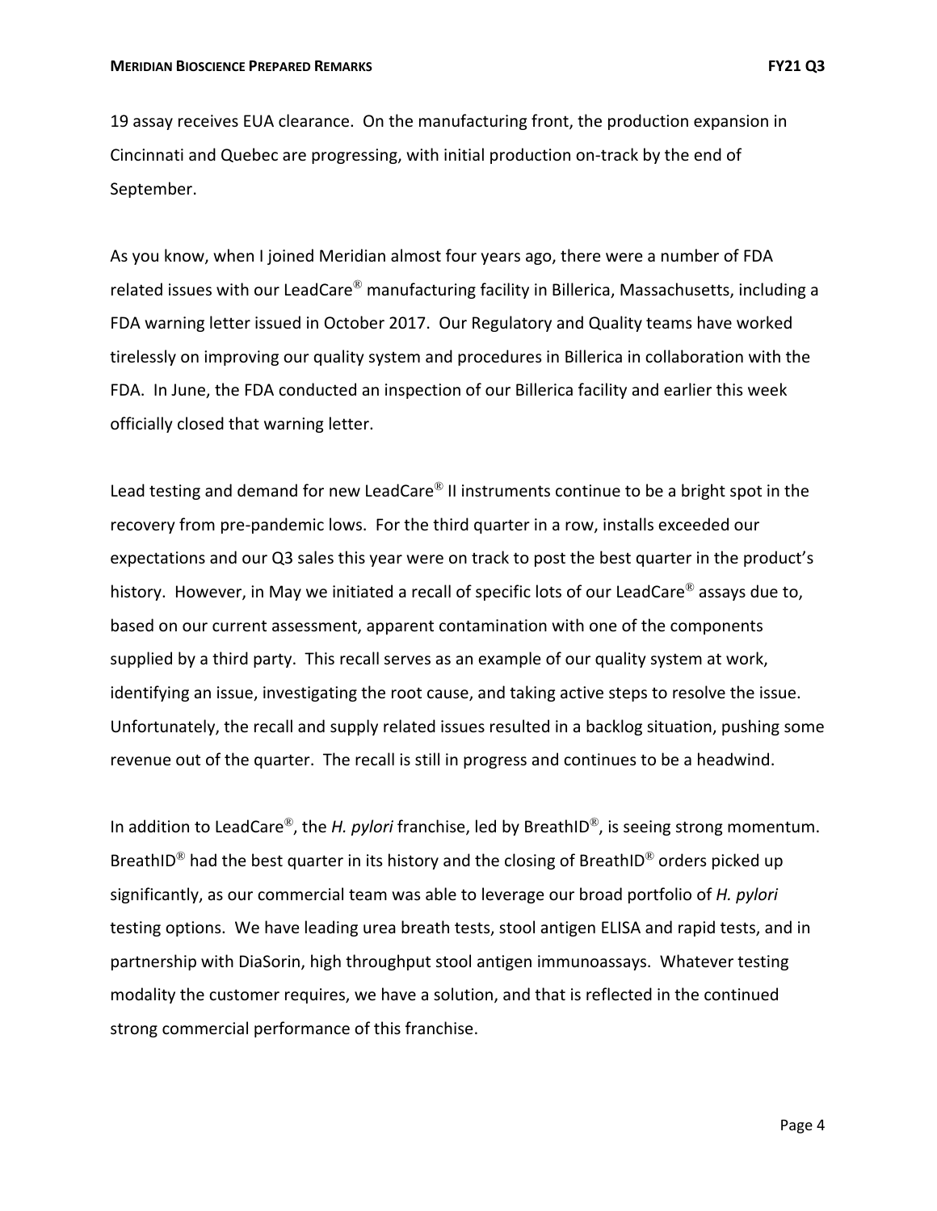19 assay receives EUA clearance. On the manufacturing front, the production expansion in Cincinnati and Quebec are progressing, with initial production on-track by the end of September.

As you know, when I joined Meridian almost four years ago, there were a number of FDA related issues with our LeadCare® manufacturing facility in Billerica, Massachusetts, including a FDA warning letter issued in October 2017. Our Regulatory and Quality teams have worked tirelessly on improving our quality system and procedures in Billerica in collaboration with the FDA. In June, the FDA conducted an inspection of our Billerica facility and earlier this week officially closed that warning letter.

Lead testing and demand for new LeadCare® II instruments continue to be a bright spot in the recovery from pre-pandemic lows. For the third quarter in a row, installs exceeded our expectations and our Q3 sales this year were on track to post the best quarter in the product's history. However, in May we initiated a recall of specific lots of our LeadCare® assays due to, based on our current assessment, apparent contamination with one of the components supplied by a third party. This recall serves as an example of our quality system at work, identifying an issue, investigating the root cause, and taking active steps to resolve the issue. Unfortunately, the recall and supply related issues resulted in a backlog situation, pushing some revenue out of the quarter. The recall is still in progress and continues to be a headwind.

In addition to LeadCare®, the *H. pylori* franchise, led by BreathID®, is seeing strong momentum. BreathID® had the best quarter in its history and the closing of BreathID® orders picked up significantly, as our commercial team was able to leverage our broad portfolio of *H. pylori* testing options. We have leading urea breath tests, stool antigen ELISA and rapid tests, and in partnership with DiaSorin, high throughput stool antigen immunoassays. Whatever testing modality the customer requires, we have a solution, and that is reflected in the continued strong commercial performance of this franchise.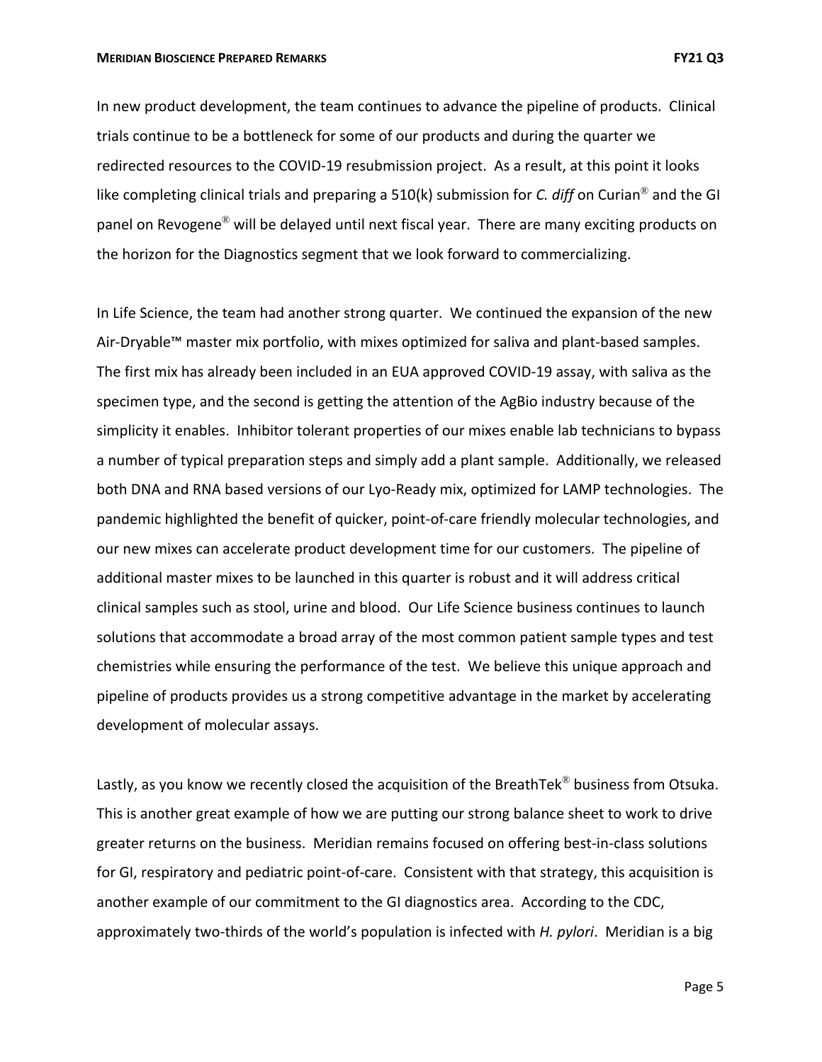In new product development, the team continues to advance the pipeline of products. Clinical trials continue to be a bottleneck for some of our products and during the quarter we redirected resources to the COVID-19 resubmission project. As a result, at this point it looks like completing clinical trials and preparing a 510(k) submission for *C. diff* on Curian® and the GI panel on Revogene® will be delayed until next fiscal year. There are many exciting products on the horizon for the Diagnostics segment that we look forward to commercializing.

In Life Science, the team had another strong quarter. We continued the expansion of the new Air-Dryable™ master mix portfolio, with mixes optimized for saliva and plant-based samples. The first mix has already been included in an EUA approved COVID-19 assay, with saliva as the specimen type, and the second is getting the attention of the AgBio industry because of the simplicity it enables. Inhibitor tolerant properties of our mixes enable lab technicians to bypass a number of typical preparation steps and simply add a plant sample. Additionally, we released both DNA and RNA based versions of our Lyo-Ready mix, optimized for LAMP technologies. The pandemic highlighted the benefit of quicker, point-of-care friendly molecular technologies, and our new mixes can accelerate product development time for our customers. The pipeline of additional master mixes to be launched in this quarter is robust and it will address critical clinical samples such as stool, urine and blood. Our Life Science business continues to launch solutions that accommodate a broad array of the most common patient sample types and test chemistries while ensuring the performance of the test. We believe this unique approach and pipeline of products provides us a strong competitive advantage in the market by accelerating development of molecular assays.

Lastly, as you know we recently closed the acquisition of the BreathTek® business from Otsuka. This is another great example of how we are putting our strong balance sheet to work to drive greater returns on the business. Meridian remains focused on offering best-in-class solutions for GI, respiratory and pediatric point-of-care. Consistent with that strategy, this acquisition is another example of our commitment to the GI diagnostics area. According to the CDC, approximately two-thirds of the world's population is infected with *H. pylori*. Meridian is a big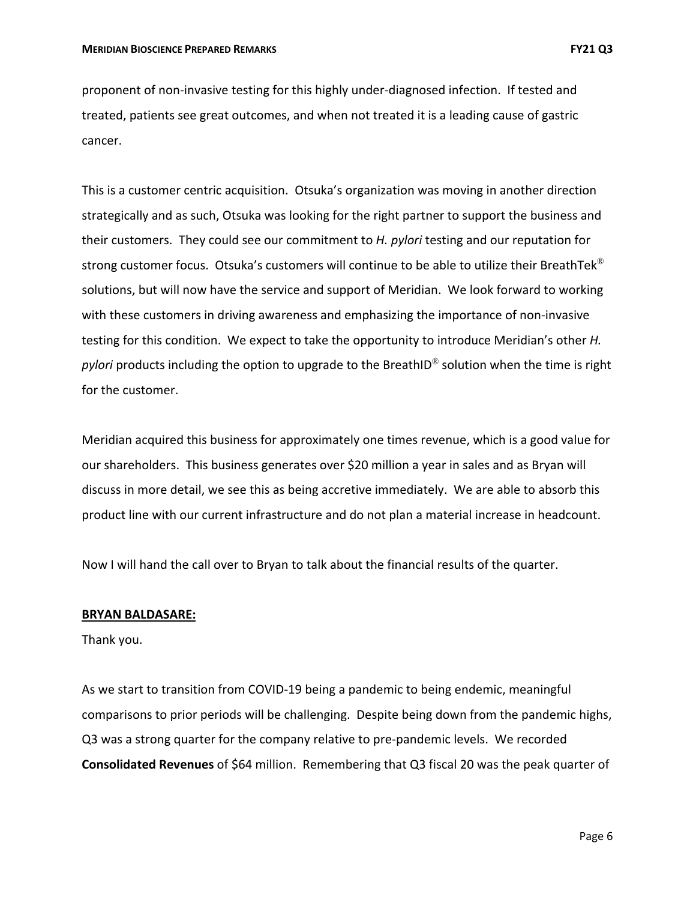proponent of non-invasive testing for this highly under-diagnosed infection. If tested and treated, patients see great outcomes, and when not treated it is a leading cause of gastric cancer.

This is a customer centric acquisition. Otsuka's organization was moving in another direction strategically and as such, Otsuka was looking for the right partner to support the business and their customers. They could see our commitment to *H. pylori* testing and our reputation for strong customer focus. Otsuka's customers will continue to be able to utilize their BreathTek® solutions, but will now have the service and support of Meridian. We look forward to working with these customers in driving awareness and emphasizing the importance of non-invasive testing for this condition. We expect to take the opportunity to introduce Meridian's other *H. pylori* products including the option to upgrade to the BreathID® solution when the time is right for the customer.

Meridian acquired this business for approximately one times revenue, which is a good value for our shareholders. This business generates over $20 million a year in sales and as Bryan will discuss in more detail, we see this as being accretive immediately. We are able to absorb this product line with our current infrastructure and do not plan a material increase in headcount.

Now I will hand the call over to Bryan to talk about the financial results of the quarter.

**BRYAN BALDASARE:**

Thank you.

As we start to transition from COVID-19 being a pandemic to being endemic, meaningful comparisons to prior periods will be challenging. Despite being down from the pandemic highs, Q3 was a strong quarter for the company relative to pre-pandemic levels. We recorded **Consolidated Revenues** of $64 million. Remembering that Q3 fiscal 20 was the peak quarter of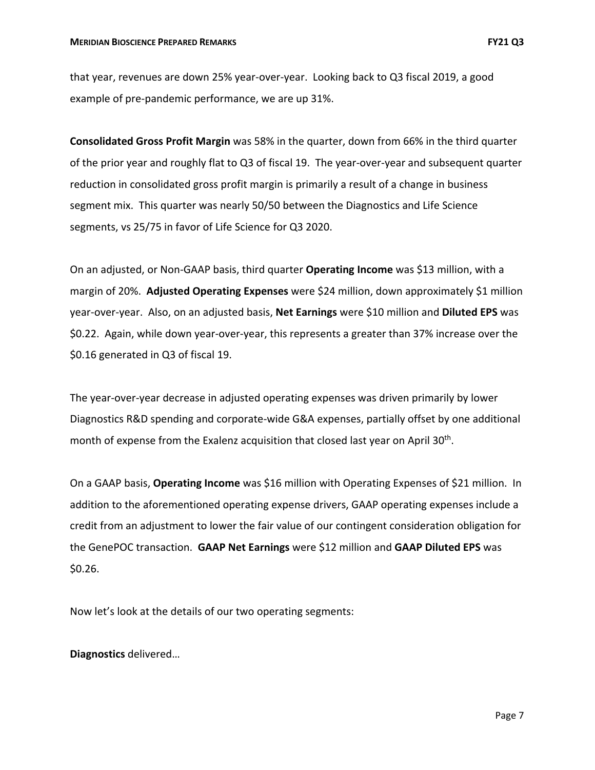that year, revenues are down 25% year-over-year. Looking back to Q3 fiscal 2019, a good example of pre-pandemic performance, we are up 31%.

**Consolidated Gross Profit Margin** was 58% in the quarter, down from 66% in the third quarter of the prior year and roughly flat to Q3 of fiscal 19. The year-over-year and subsequent quarter reduction in consolidated gross profit margin is primarily a result of a change in business segment mix. This quarter was nearly 50/50 between the Diagnostics and Life Science segments, vs 25/75 in favor of Life Science for Q3 2020.

On an adjusted, or Non-GAAP basis, third quarter **Operating Income** was $13 million, with a margin of 20%. **Adjusted Operating Expenses** were $24 million, down approximately $1 million year-over-year. Also, on an adjusted basis, **Net Earnings** were $10 million and **Diluted EPS** was $0.22. Again, while down year-over-year, this represents a greater than 37% increase over the $0.16 generated in Q3 of fiscal 19.

The year-over-year decrease in adjusted operating expenses was driven primarily by lower Diagnostics R&D spending and corporate-wide G&A expenses, partially offset by one additional month of expense from the Exalenz acquisition that closed last year on April 30th.

On a GAAP basis, **Operating Income** was $16 million with Operating Expenses of $21 million. In addition to the aforementioned operating expense drivers, GAAP operating expenses include a credit from an adjustment to lower the fair value of our contingent consideration obligation for the GenePOC transaction. **GAAP Net Earnings** were $12 million and **GAAP Diluted EPS** was $0.26.

Now let's look at the details of our two operating segments:

**Diagnostics** delivered…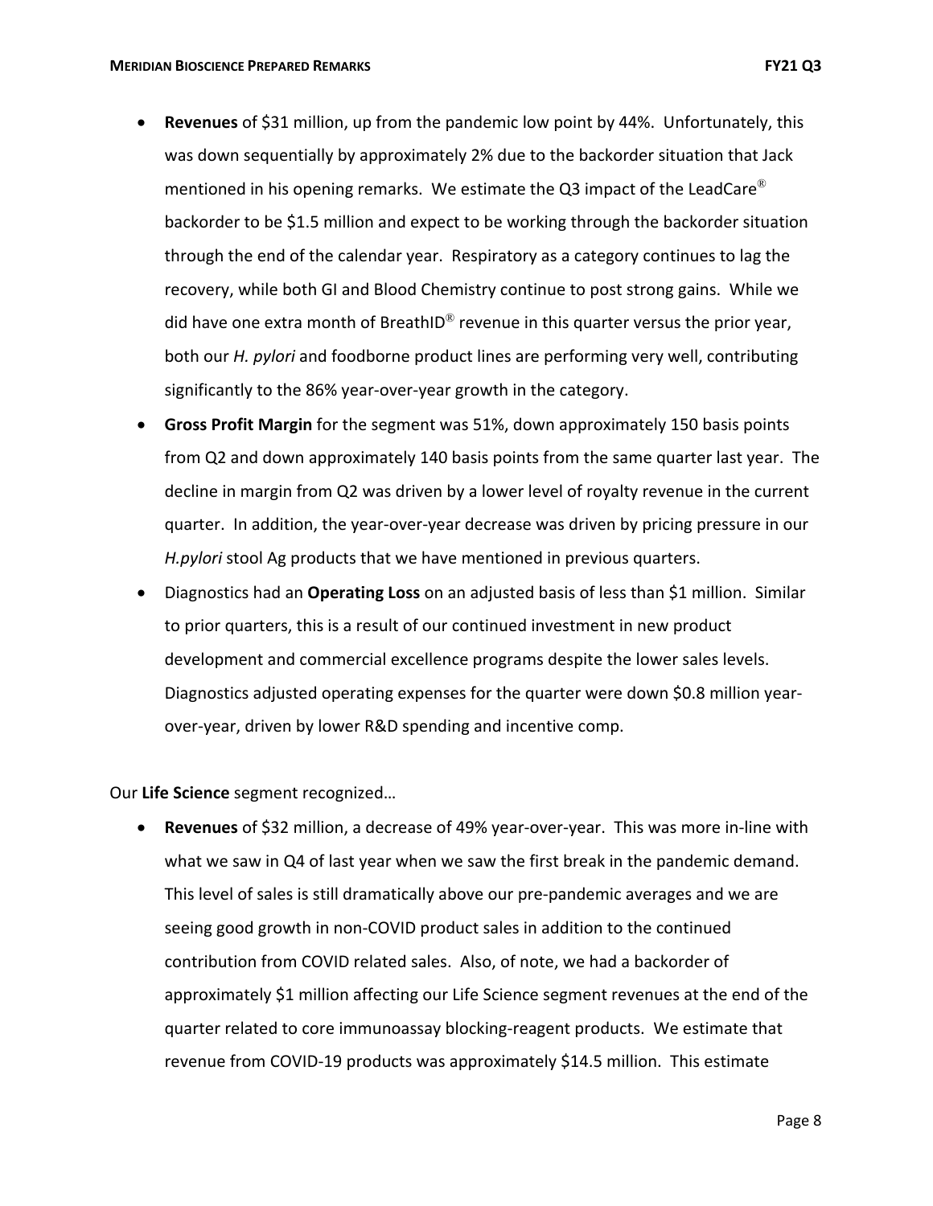- **Revenues** of $31 million, up from the pandemic low point by 44%. Unfortunately, this was down sequentially by approximately 2% due to the backorder situation that Jack mentioned in his opening remarks. We estimate the Q3 impact of the LeadCare® backorder to be $1.5 million and expect to be working through the backorder situation through the end of the calendar year. Respiratory as a category continues to lag the recovery, while both GI and Blood Chemistry continue to post strong gains. While we did have one extra month of BreathID® revenue in this quarter versus the prior year, both our *H. pylori* and foodborne product lines are performing very well, contributing significantly to the 86% year-over-year growth in the category.
- **Gross Profit Margin** for the segment was 51%, down approximately 150 basis points from Q2 and down approximately 140 basis points from the same quarter last year. The decline in margin from Q2 was driven by a lower level of royalty revenue in the current quarter. In addition, the year-over-year decrease was driven by pricing pressure in our *H.pylori* stool Ag products that we have mentioned in previous quarters.
- Diagnostics had an **Operating Loss** on an adjusted basis of less than $1 million. Similar to prior quarters, this is a result of our continued investment in new product development and commercial excellence programs despite the lower sales levels. Diagnostics adjusted operating expenses for the quarter were down $0.8 million year-over-year, driven by lower R&D spending and incentive comp.

Our **Life Science** segment recognized…

- **Revenues** of $32 million, a decrease of 49% year-over-year. This was more in-line with what we saw in Q4 of last year when we saw the first break in the pandemic demand. This level of sales is still dramatically above our pre-pandemic averages and we are seeing good growth in non-COVID product sales in addition to the continued contribution from COVID related sales. Also, of note, we had a backorder of approximately $1 million affecting our Life Science segment revenues at the end of the quarter related to core immunoassay blocking-reagent products. We estimate that revenue from COVID-19 products was approximately $14.5 million. This estimate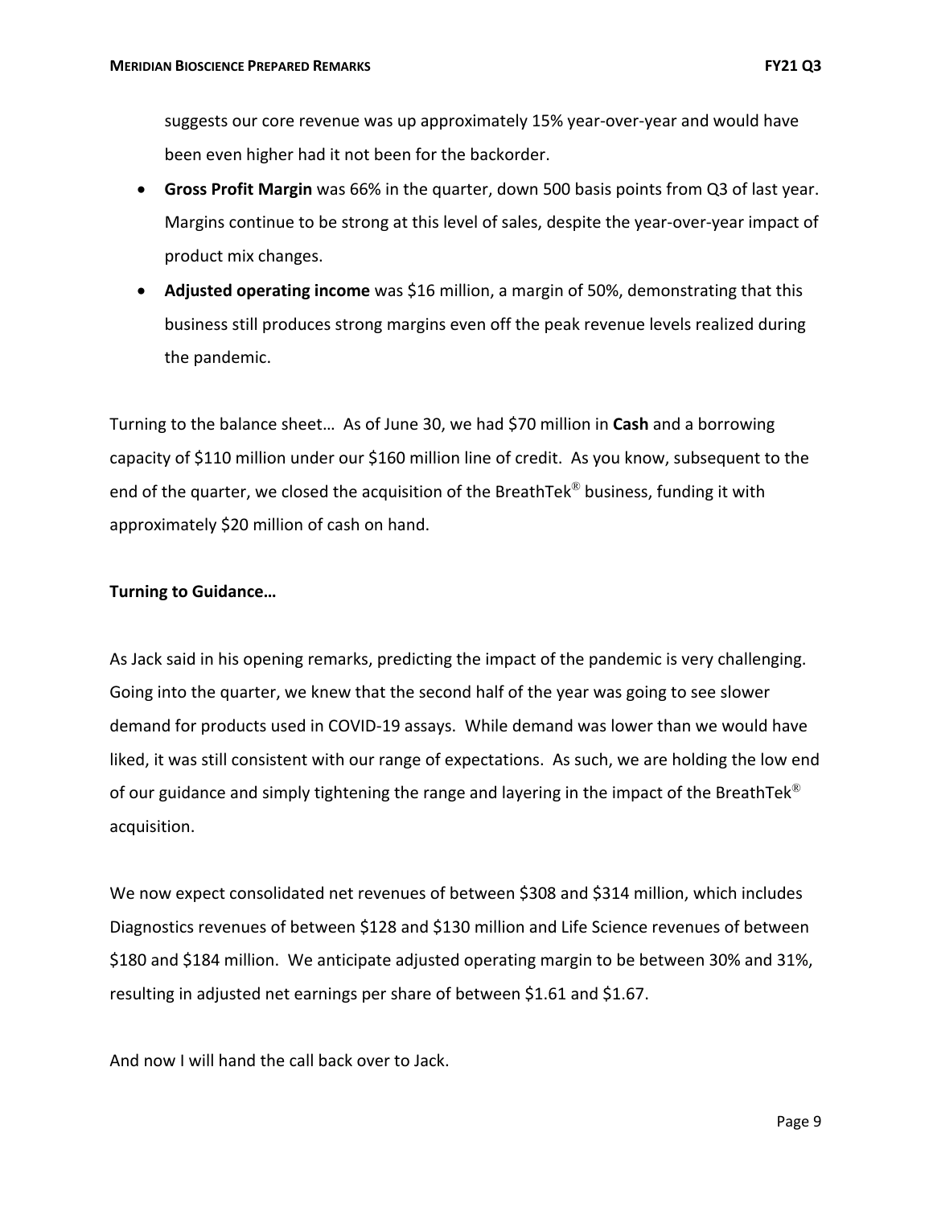suggests our core revenue was up approximately 15% year-over-year and would have been even higher had it not been for the backorder.

- **Gross Profit Margin** was 66% in the quarter, down 500 basis points from Q3 of last year. Margins continue to be strong at this level of sales, despite the year-over-year impact of product mix changes.
- **Adjusted operating income** was $16 million, a margin of 50%, demonstrating that this business still produces strong margins even off the peak revenue levels realized during the pandemic.

Turning to the balance sheet… As of June 30, we had $70 million in **Cash** and a borrowing capacity of $110 million under our $160 million line of credit. As you know, subsequent to the end of the quarter, we closed the acquisition of the BreathTek® business, funding it with approximately $20 million of cash on hand.

**Turning to Guidance…**

As Jack said in his opening remarks, predicting the impact of the pandemic is very challenging. Going into the quarter, we knew that the second half of the year was going to see slower demand for products used in COVID-19 assays. While demand was lower than we would have liked, it was still consistent with our range of expectations. As such, we are holding the low end of our guidance and simply tightening the range and layering in the impact of the BreathTek® acquisition.

We now expect consolidated net revenues of between $308 and $314 million, which includes Diagnostics revenues of between $128 and $130 million and Life Science revenues of between $180 and $184 million. We anticipate adjusted operating margin to be between 30% and 31%, resulting in adjusted net earnings per share of between $1.61 and $1.67.

And now I will hand the call back over to Jack.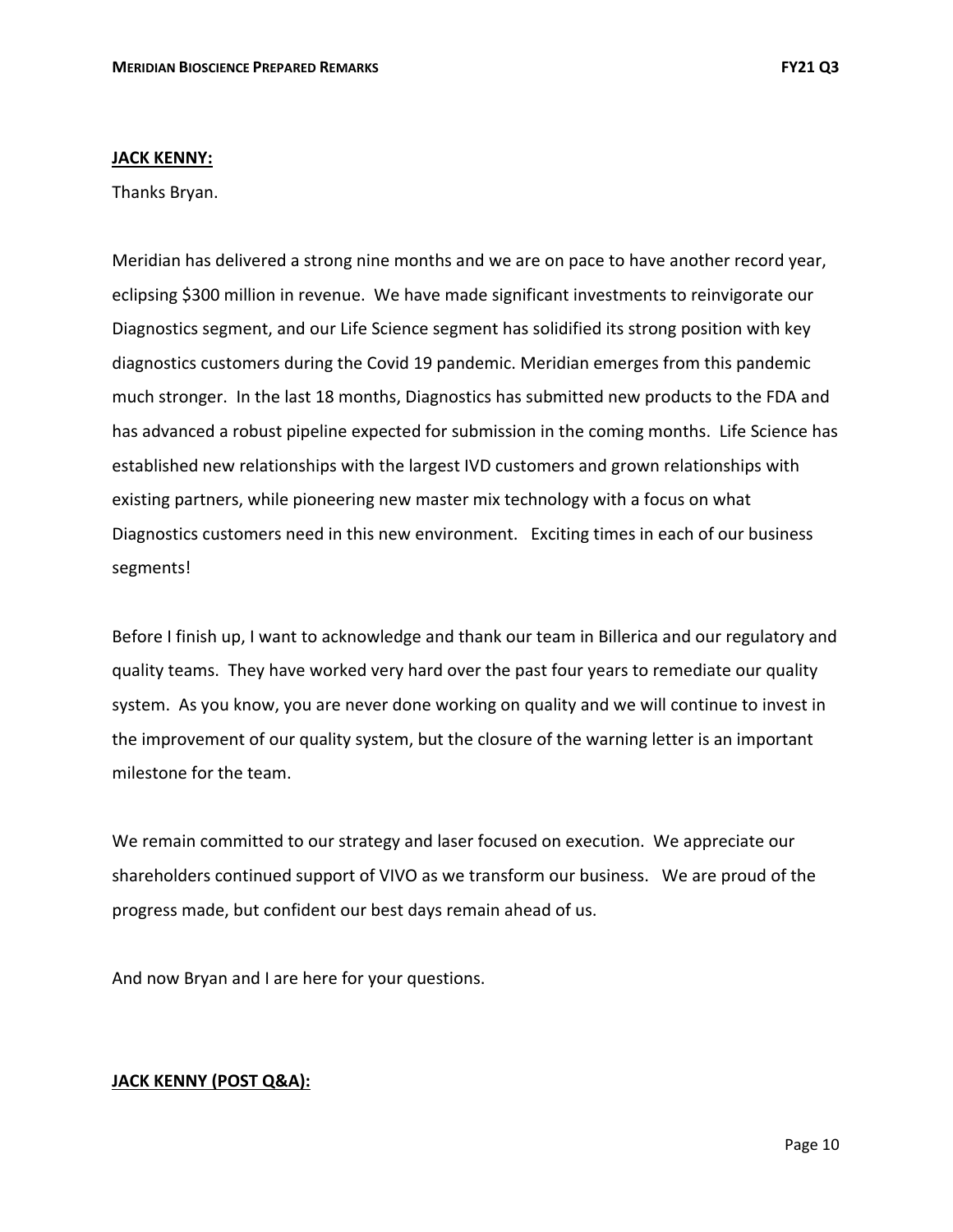**JACK KENNY:**

Thanks Bryan.

Meridian has delivered a strong nine months and we are on pace to have another record year, eclipsing $300 million in revenue. We have made significant investments to reinvigorate our Diagnostics segment, and our Life Science segment has solidified its strong position with key diagnostics customers during the Covid 19 pandemic. Meridian emerges from this pandemic much stronger. In the last 18 months, Diagnostics has submitted new products to the FDA and has advanced a robust pipeline expected for submission in the coming months. Life Science has established new relationships with the largest IVD customers and grown relationships with existing partners, while pioneering new master mix technology with a focus on what Diagnostics customers need in this new environment. Exciting times in each of our business segments!

Before I finish up, I want to acknowledge and thank our team in Billerica and our regulatory and quality teams. They have worked very hard over the past four years to remediate our quality system. As you know, you are never done working on quality and we will continue to invest in the improvement of our quality system, but the closure of the warning letter is an important milestone for the team.

We remain committed to our strategy and laser focused on execution. We appreciate our shareholders continued support of VIVO as we transform our business. We are proud of the progress made, but confident our best days remain ahead of us.

And now Bryan and I are here for your questions.

**JACK KENNY (POST Q&A):**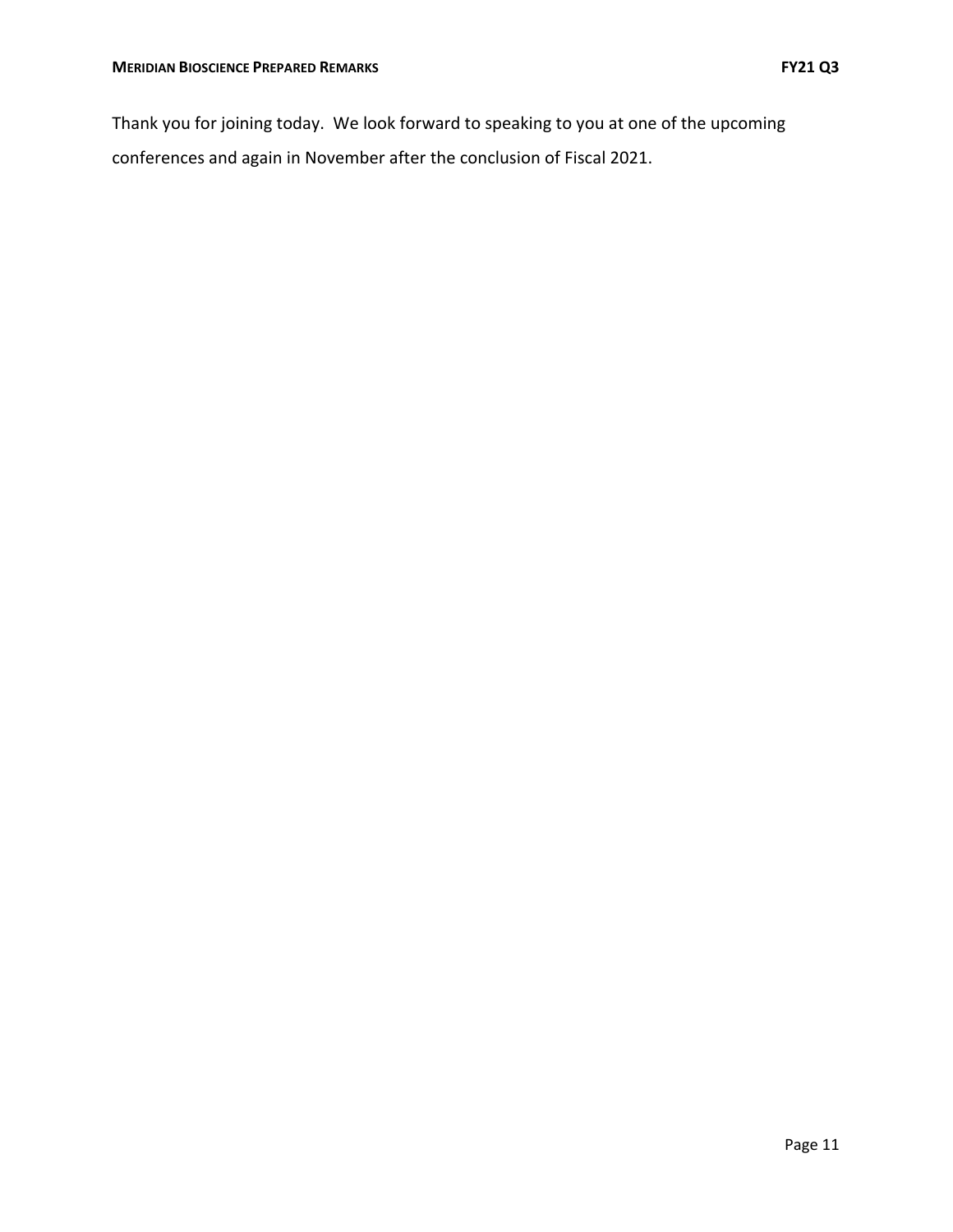Thank you for joining today. We look forward to speaking to you at one of the upcoming conferences and again in November after the conclusion of Fiscal 2021.